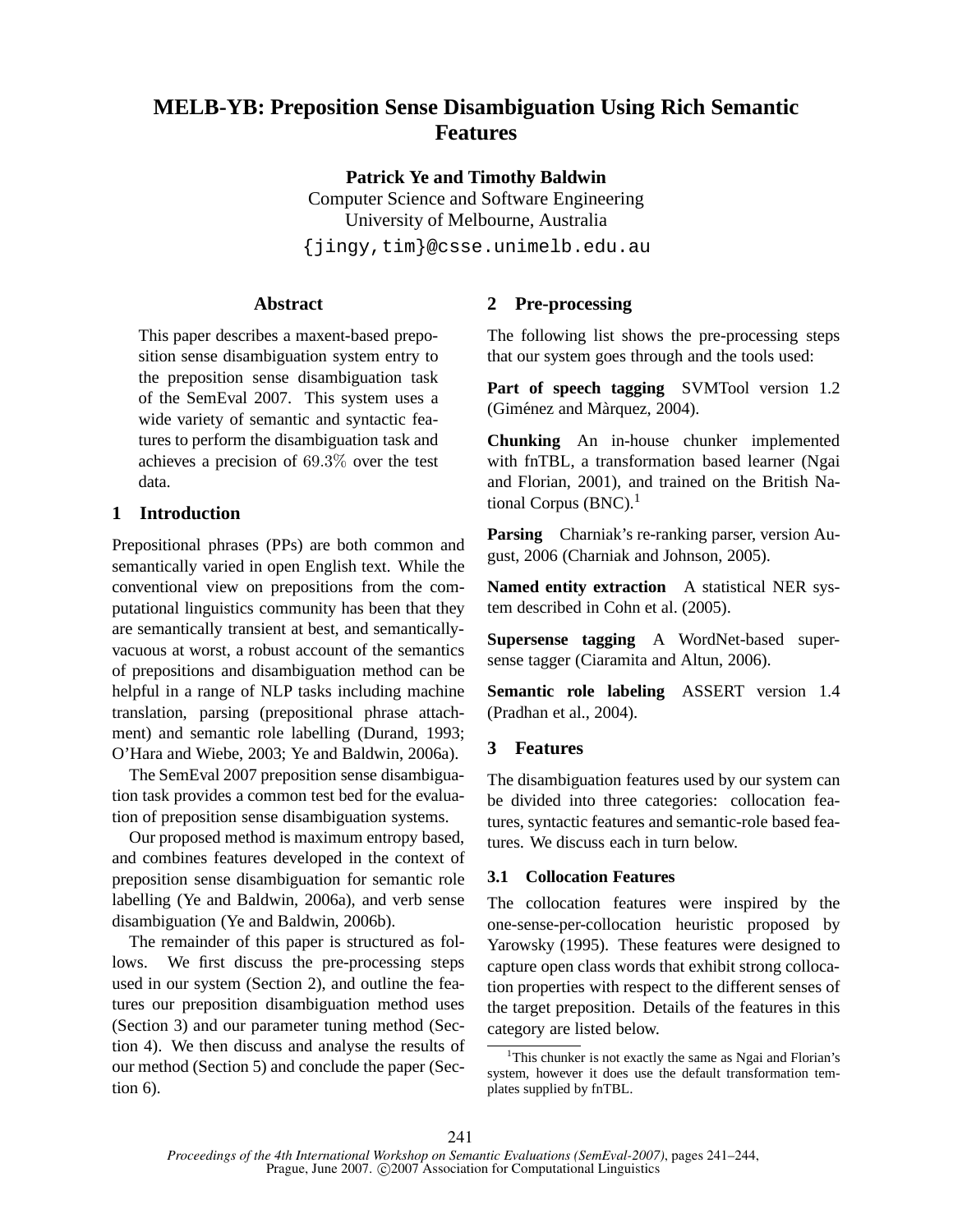# MELB-YB: Preposition Sense Disambiguation Using Rich Semantic Features

**Patrick Ye and Timothy Baldwin**
Computer Science and Software Engineering
University of Melbourne, Australia
{jingy,tim}@csse.unimelb.edu.au

## Abstract

This paper describes a maxent-based preposition sense disambiguation system entry to the preposition sense disambiguation task of the SemEval 2007. This system uses a wide variety of semantic and syntactic features to perform the disambiguation task and achieves a precision of $69.3\%$ over the test data.

## 1 Introduction

Prepositional phrases (PPs) are both common and semantically varied in open English text. While the conventional view on prepositions from the computational linguistics community has been that they are semantically transient at best, and semantically-vacuous at worst, a robust account of the semantics of prepositions and disambiguation method can be helpful in a range of NLP tasks including machine translation, parsing (prepositional phrase attachment) and semantic role labelling (Durand, 1993; O'Hara and Wiebe, 2003; Ye and Baldwin, 2006a).

The SemEval 2007 preposition sense disambiguation task provides a common test bed for the evaluation of preposition sense disambiguation systems.

Our proposed method is maximum entropy based, and combines features developed in the context of preposition sense disambiguation for semantic role labelling (Ye and Baldwin, 2006a), and verb sense disambiguation (Ye and Baldwin, 2006b).

The remainder of this paper is structured as follows. We first discuss the pre-processing steps used in our system (Section 2), and outline the features our preposition disambiguation method uses (Section 3) and our parameter tuning method (Section 4). We then discuss and analyse the results of our method (Section 5) and conclude the paper (Section 6).

## 2 Pre-processing

The following list shows the pre-processing steps that our system goes through and the tools used:

**Part of speech tagging** SVMTool version 1.2 (Giménez and Màrquez, 2004).

**Chunking** An in-house chunker implemented with fnTBL, a transformation based learner (Ngai and Florian, 2001), and trained on the British National Corpus (BNC).[1]

**Parsing** Charniak's re-ranking parser, version August, 2006 (Charniak and Johnson, 2005).

**Named entity extraction** A statistical NER system described in Cohn et al. (2005).

**Supersense tagging** A WordNet-based supersense tagger (Ciaramita and Altun, 2006).

**Semantic role labeling** ASSERT version 1.4 (Pradhan et al., 2004).

## 3 Features

The disambiguation features used by our system can be divided into three categories: collocation features, syntactic features and semantic-role based features. We discuss each in turn below.

### 3.1 Collocation Features

The collocation features were inspired by the one-sense-per-collocation heuristic proposed by Yarowsky (1995). These features were designed to capture open class words that exhibit strong collocation properties with respect to the different senses of the target preposition. Details of the features in this category are listed below.

[1] This chunker is not exactly the same as Ngai and Florian's system, however it does use the default transformation templates supplied by fnTBL.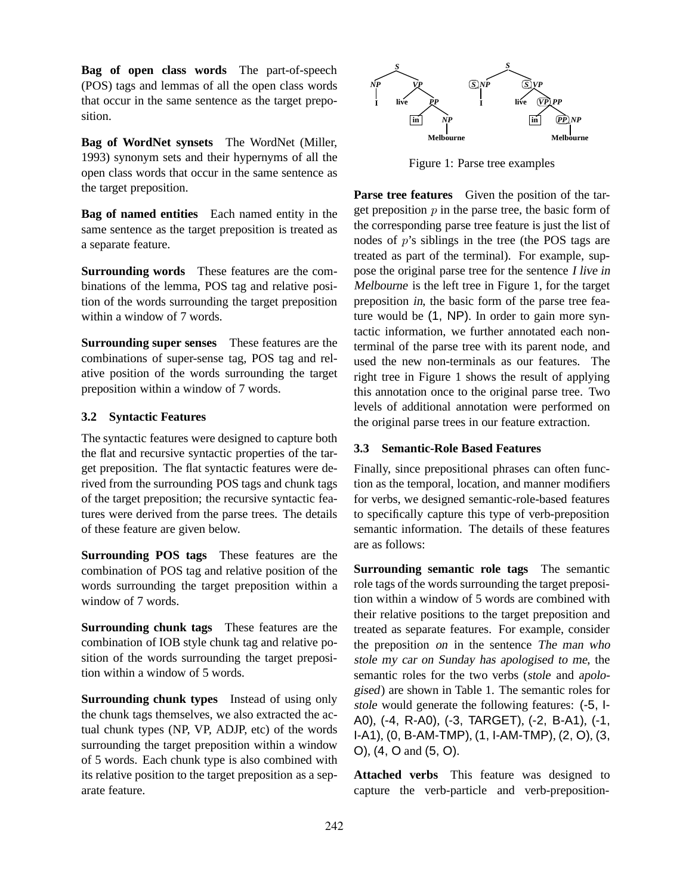**Bag of open class words** The part-of-speech (POS) tags and lemmas of all the open class words that occur in the same sentence as the target preposition.

**Bag of WordNet synsets** The WordNet (Miller, 1993) synonym sets and their hypernyms of all the open class words that occur in the same sentence as the target preposition.

**Bag of named entities** Each named entity in the same sentence as the target preposition is treated as a separate feature.

**Surrounding words** These features are the combinations of the lemma, POS tag and relative position of the words surrounding the target preposition within a window of 7 words.

**Surrounding super senses** These features are the combinations of super-sense tag, POS tag and relative position of the words surrounding the target preposition within a window of 7 words.

### 3.2 Syntactic Features

The syntactic features were designed to capture both the flat and recursive syntactic properties of the target preposition. The flat syntactic features were derived from the surrounding POS tags and chunk tags of the target preposition; the recursive syntactic features were derived from the parse trees. The details of these feature are given below.

**Surrounding POS tags** These features are the combination of POS tag and relative position of the words surrounding the target preposition within a window of 7 words.

**Surrounding chunk tags** These features are the combination of IOB style chunk tag and relative position of the words surrounding the target preposition within a window of 5 words.

**Surrounding chunk types** Instead of using only the chunk tags themselves, we also extracted the actual chunk types (NP, VP, ADJP, etc) of the words surrounding the target preposition within a window of 5 words. Each chunk type is also combined with its relative position to the target preposition as a separate feature.

Figure 1: Parse tree examples

**Parse tree features** Given the position of the target preposition $p$ in the parse tree, the basic form of the corresponding parse tree feature is just the list of nodes of $p$'s siblings in the tree (the POS tags are treated as part of the terminal). For example, suppose the original parse tree for the sentence *I live in Melbourne* is the left tree in Figure 1, for the target preposition *in*, the basic form of the parse tree feature would be (1, NP). In order to gain more syntactic information, we further annotated each nonterminal of the parse tree with its parent node, and used the new non-terminals as our features. The right tree in Figure 1 shows the result of applying this annotation once to the original parse tree. Two levels of additional annotation were performed on the original parse trees in our feature extraction.

### 3.3 Semantic-Role Based Features

Finally, since prepositional phrases can often function as the temporal, location, and manner modifiers for verbs, we designed semantic-role-based features to specifically capture this type of verb-preposition semantic information. The details of these features are as follows:

**Surrounding semantic role tags** The semantic role tags of the words surrounding the target preposition within a window of 5 words are combined with their relative positions to the target preposition and treated as separate features. For example, consider the preposition *on* in the sentence *The man who stole my car on Sunday has apologised to me*, the semantic roles for the two verbs (*stole* and *apologised*) are shown in Table 1. The semantic roles for *stole* would generate the following features: (-5, I-A0), (-4, R-A0), (-3, TARGET), (-2, B-A1), (-1, I-A1), (0, B-AM-TMP), (1, I-AM-TMP), (2, O), (3, O), (4, O and (5, O).

**Attached verbs** This feature was designed to capture the verb-particle and verb-preposition-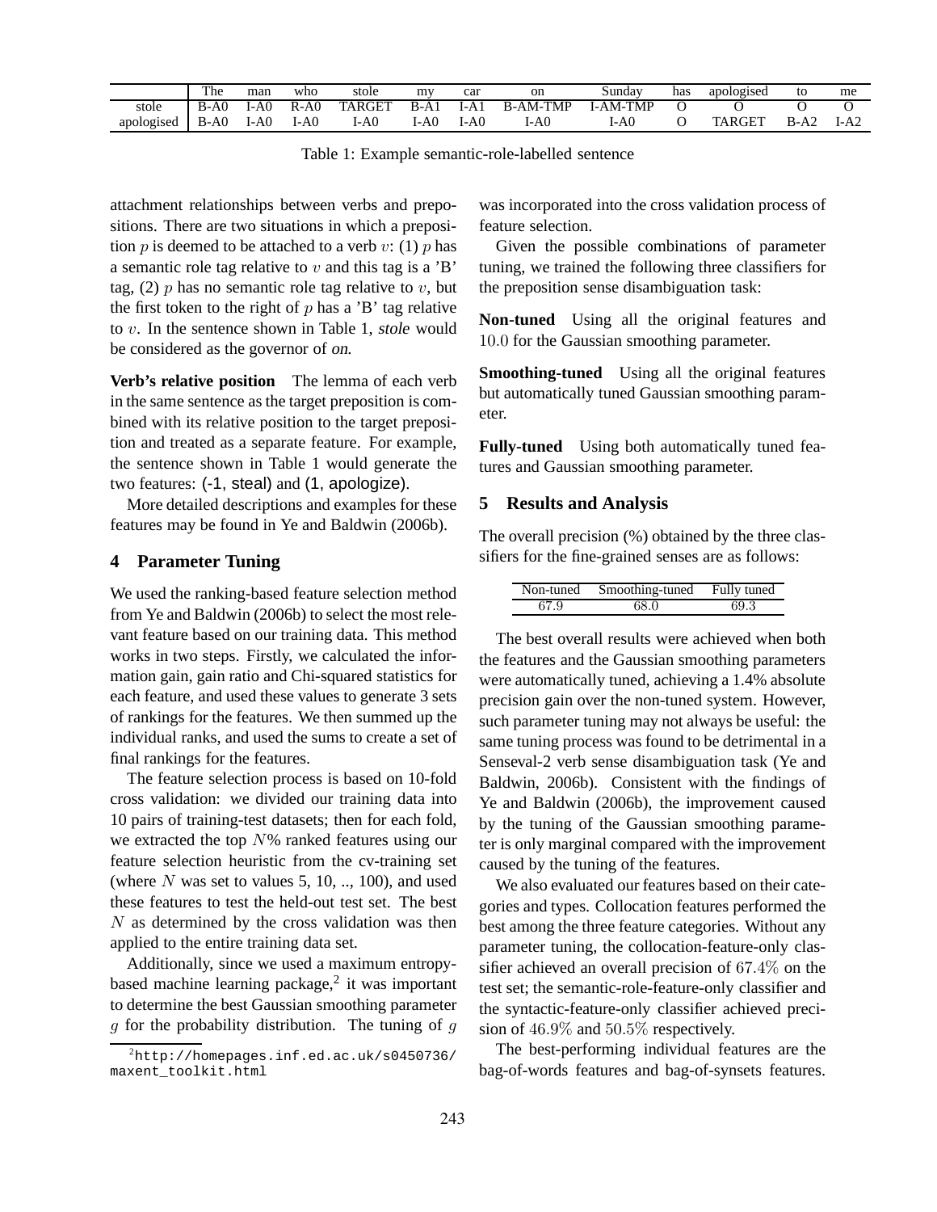|  | The | man | who | stole | my | car | on | Sunday | has | apologised | to | me |
|---|---|---|---|---|---|---|---|---|---|---|---|---|
| stole | B-A0 | I-A0 | R-A0 | TARGET | B-A1 | I-A1 | B-AM-TMP | I-AM-TMP | O | O | O | O |
| apologised | B-A0 | I-A0 | I-A0 | I-A0 | I-A0 | I-A0 | I-A0 | I-A0 | O | TARGET | B-A2 | I-A2 |

Table 1: Example semantic-role-labelled sentence

attachment relationships between verbs and prepositions. There are two situations in which a preposition $p$ is deemed to be attached to a verb $v$: (1) $p$ has a semantic role tag relative to $v$ and this tag is a 'B' tag, (2) $p$ has no semantic role tag relative to $v$, but the first token to the right of $p$ has a 'B' tag relative to $v$. In the sentence shown in Table 1, *stole* would be considered as the governor of *on*.

**Verb's relative position** The lemma of each verb in the same sentence as the target preposition is combined with its relative position to the target preposition and treated as a separate feature. For example, the sentence shown in Table 1 would generate the two features: (-1, steal) and (1, apologize).

More detailed descriptions and examples for these features may be found in Ye and Baldwin (2006b).

## 4 Parameter Tuning

We used the ranking-based feature selection method from Ye and Baldwin (2006b) to select the most relevant feature based on our training data. This method works in two steps. Firstly, we calculated the information gain, gain ratio and Chi-squared statistics for each feature, and used these values to generate 3 sets of rankings for the features. We then summed up the individual ranks, and used the sums to create a set of final rankings for the features.

The feature selection process is based on 10-fold cross validation: we divided our training data into 10 pairs of training-test datasets; then for each fold, we extracted the top $N$% ranked features using our feature selection heuristic from the cv-training set (where $N$ was set to values 5, 10, .., 100), and used these features to test the held-out test set. The best $N$ as determined by the cross validation was then applied to the entire training data set.

Additionally, since we used a maximum entropy-based machine learning package,[2] it was important to determine the best Gaussian smoothing parameter $g$ for the probability distribution. The tuning of $g$ was incorporated into the cross validation process of feature selection.

Given the possible combinations of parameter tuning, we trained the following three classifiers for the preposition sense disambiguation task:

**Non-tuned** Using all the original features and $10.0$ for the Gaussian smoothing parameter.

**Smoothing-tuned** Using all the original features but automatically tuned Gaussian smoothing parameter.

**Fully-tuned** Using both automatically tuned features and Gaussian smoothing parameter.

## 5 Results and Analysis

The overall precision (%) obtained by the three classifiers for the fine-grained senses are as follows:

| Non-tuned | Smoothing-tuned | Fully tuned |
|---|---|---|
| 67.9 | 68.0 | 69.3 |

The best overall results were achieved when both the features and the Gaussian smoothing parameters were automatically tuned, achieving a 1.4% absolute precision gain over the non-tuned system. However, such parameter tuning may not always be useful: the same tuning process was found to be detrimental in a Senseval-2 verb sense disambiguation task (Ye and Baldwin, 2006b). Consistent with the findings of Ye and Baldwin (2006b), the improvement caused by the tuning of the Gaussian smoothing parameter is only marginal compared with the improvement caused by the tuning of the features.

We also evaluated our features based on their categories and types. Collocation features performed the best among the three feature categories. Without any parameter tuning, the collocation-feature-only classifier achieved an overall precision of $67.4\%$ on the test set; the semantic-role-feature-only classifier and the syntactic-feature-only classifier achieved precision of $46.9\%$ and $50.5\%$ respectively.

The best-performing individual features are the bag-of-words features and bag-of-synsets features.

[2] http://homepages.inf.ed.ac.uk/s0450736/maxent_toolkit.html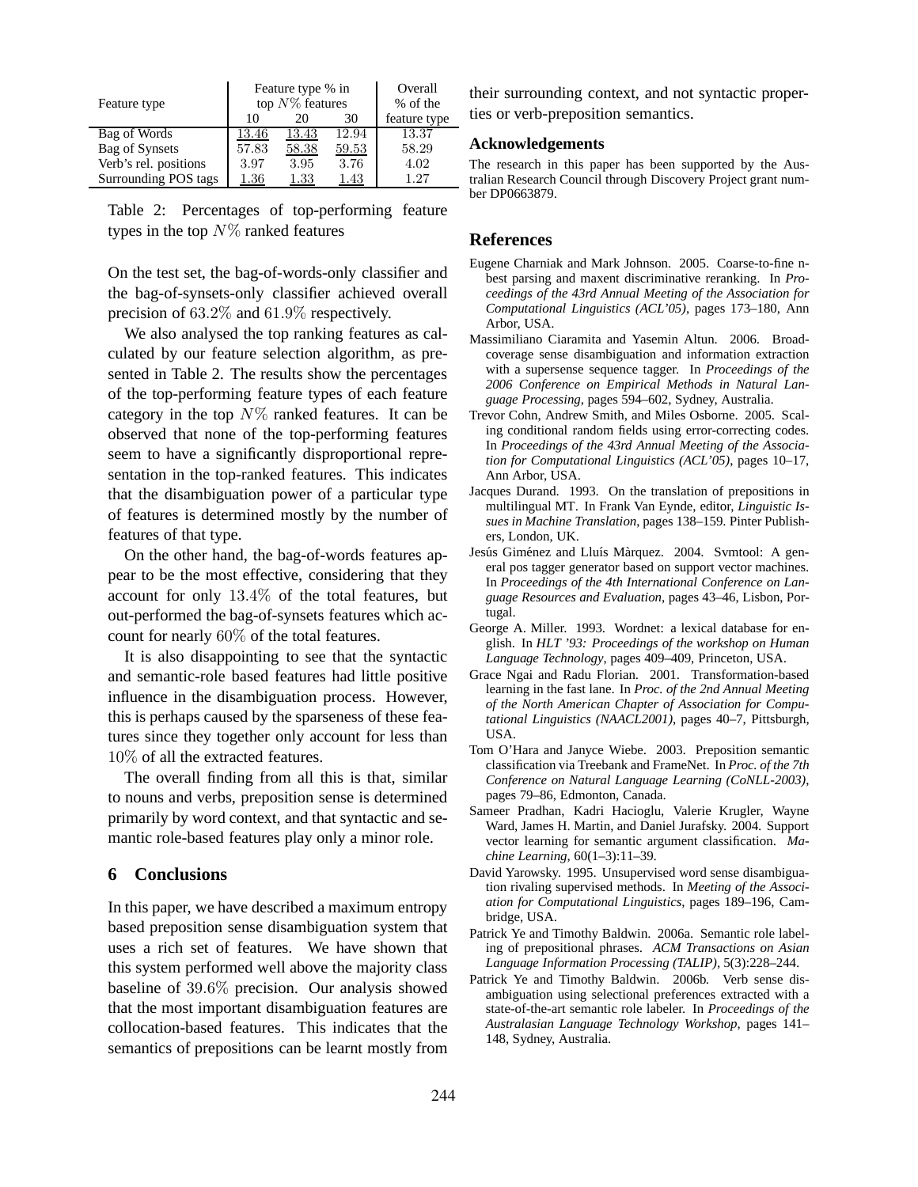| Feature type | Feature type % in top $N\%$ features | | | Overall % of the feature type |
|---|---|---|---|---|
| | 10 | 20 | 30 | |
| Bag of Words | 13.46 | 13.43 | 12.94 | 13.37 |
| Bag of Synsets | 57.83 | 58.38 | 59.53 | 58.29 |
| Verb's rel. positions | 3.97 | 3.95 | 3.76 | 4.02 |
| Surrounding POS tags | 1.36 | 1.33 | 1.43 | 1.27 |

Table 2: Percentages of top-performing feature types in the top $N\%$ ranked features

On the test set, the bag-of-words-only classifier and the bag-of-synsets-only classifier achieved overall precision of $63.2\%$ and $61.9\%$ respectively.

We also analysed the top ranking features as calculated by our feature selection algorithm, as presented in Table 2. The results show the percentages of the top-performing feature types of each feature category in the top $N\%$ ranked features. It can be observed that none of the top-performing features seem to have a significantly disproportional representation in the top-ranked features. This indicates that the disambiguation power of a particular type of features is determined mostly by the number of features of that type.

On the other hand, the bag-of-words features appear to be the most effective, considering that they account for only $13.4\%$ of the total features, but out-performed the bag-of-synsets features which account for nearly $60\%$ of the total features.

It is also disappointing to see that the syntactic and semantic-role based features had little positive influence in the disambiguation process. However, this is perhaps caused by the sparseness of these features since they together only account for less than $10\%$ of all the extracted features.

The overall finding from all this is that, similar to nouns and verbs, preposition sense is determined primarily by word context, and that syntactic and semantic role-based features play only a minor role.

## 6 Conclusions

In this paper, we have described a maximum entropy based preposition sense disambiguation system that uses a rich set of features. We have shown that this system performed well above the majority class baseline of $39.6\%$ precision. Our analysis showed that the most important disambiguation features are collocation-based features. This indicates that the semantics of prepositions can be learnt mostly from their surrounding context, and not syntactic properties or verb-preposition semantics.

### Acknowledgements

The research in this paper has been supported by the Australian Research Council through Discovery Project grant number DP0663879.

## References

Eugene Charniak and Mark Johnson. 2005. Coarse-to-fine n-best parsing and maxent discriminative reranking. In *Proceedings of the 43rd Annual Meeting of the Association for Computational Linguistics (ACL'05)*, pages 173–180, Ann Arbor, USA.

Massimiliano Ciaramita and Yasemin Altun. 2006. Broad-coverage sense disambiguation and information extraction with a supersense sequence tagger. In *Proceedings of the 2006 Conference on Empirical Methods in Natural Language Processing*, pages 594–602, Sydney, Australia.

Trevor Cohn, Andrew Smith, and Miles Osborne. 2005. Scaling conditional random fields using error-correcting codes. In *Proceedings of the 43rd Annual Meeting of the Association for Computational Linguistics (ACL'05)*, pages 10–17, Ann Arbor, USA.

Jacques Durand. 1993. On the translation of prepositions in multilingual MT. In Frank Van Eynde, editor, *Linguistic Issues in Machine Translation*, pages 138–159. Pinter Publishers, London, UK.

Jesús Giménez and Lluís Màrquez. 2004. Svmtool: A general pos tagger generator based on support vector machines. In *Proceedings of the 4th International Conference on Language Resources and Evaluation*, pages 43–46, Lisbon, Portugal.

George A. Miller. 1993. Wordnet: a lexical database for english. In *HLT '93: Proceedings of the workshop on Human Language Technology*, pages 409–409, Princeton, USA.

Grace Ngai and Radu Florian. 2001. Transformation-based learning in the fast lane. In *Proc. of the 2nd Annual Meeting of the North American Chapter of Association for Computational Linguistics (NAACL2001)*, pages 40–7, Pittsburgh, USA.

Tom O'Hara and Janyce Wiebe. 2003. Preposition semantic classification via Treebank and FrameNet. In *Proc. of the 7th Conference on Natural Language Learning (CoNLL-2003)*, pages 79–86, Edmonton, Canada.

Sameer Pradhan, Kadri Hacioglu, Valerie Krugler, Wayne Ward, James H. Martin, and Daniel Jurafsky. 2004. Support vector learning for semantic argument classification. *Machine Learning*, 60(1–3):11–39.

David Yarowsky. 1995. Unsupervised word sense disambiguation rivaling supervised methods. In *Meeting of the Association for Computational Linguistics*, pages 189–196, Cambridge, USA.

Patrick Ye and Timothy Baldwin. 2006a. Semantic role labeling of prepositional phrases. *ACM Transactions on Asian Language Information Processing (TALIP)*, 5(3):228–244.

Patrick Ye and Timothy Baldwin. 2006b. Verb sense disambiguation using selectional preferences extracted with a state-of-the-art semantic role labeler. In *Proceedings of the Australasian Language Technology Workshop*, pages 141–148, Sydney, Australia.